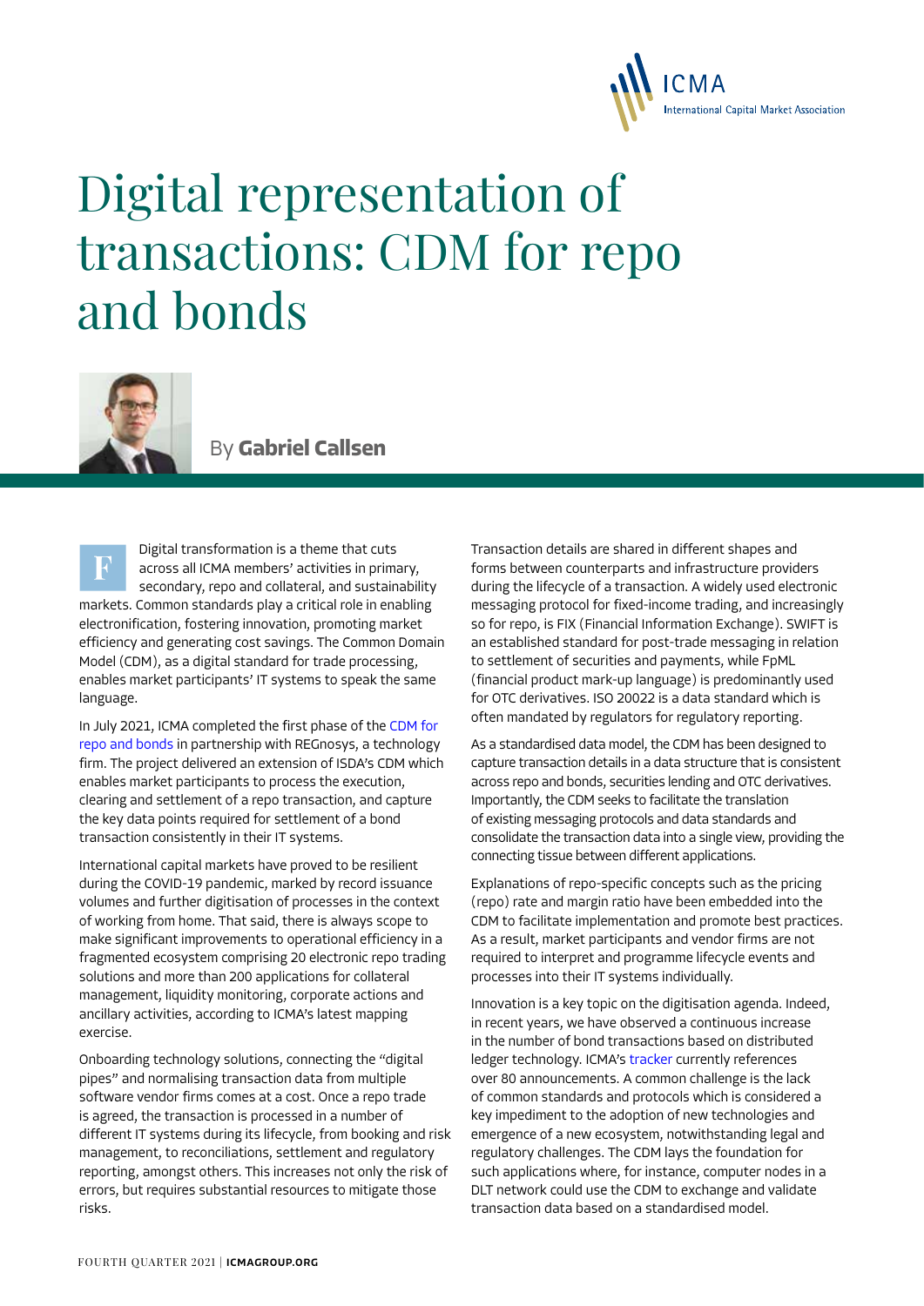# Digital representation of transactions: CDM for repo and bonds

By **Gabriel Callsen**

Digital transformation is a theme that cuts across all ICMA members' activities in primary, secondary, repo and collateral, and sustainability markets. Common standards play a critical role in enabling electronification, fostering innovation, promoting market efficiency and generating cost savings. The Common Domain Model (CDM), as a digital standard for trade processing, enables market participants' IT systems to speak the same language.

In July 2021, ICMA completed the first phase of the CDM for repo and bonds in partnership with REGnosys, a technology firm. The project delivered an extension of ISDA's CDM which enables market participants to process the execution, clearing and settlement of a repo transaction, and capture the key data points required for settlement of a bond transaction consistently in their IT systems.

International capital markets have proved to be resilient during the COVID-19 pandemic, marked by record issuance volumes and further digitisation of processes in the context of working from home. That said, there is always scope to make significant improvements to operational efficiency in a fragmented ecosystem comprising 20 electronic repo trading solutions and more than 200 applications for collateral management, liquidity monitoring, corporate actions and ancillary activities, according to ICMA's latest mapping exercise.

Onboarding technology solutions, connecting the "digital pipes" and normalising transaction data from multiple software vendor firms comes at a cost. Once a repo trade is agreed, the transaction is processed in a number of different IT systems during its lifecycle, from booking and risk management, to reconciliations, settlement and regulatory reporting, amongst others. This increases not only the risk of errors, but requires substantial resources to mitigate those risks.

Transaction details are shared in different shapes and forms between counterparts and infrastructure providers during the lifecycle of a transaction. A widely used electronic messaging protocol for fixed-income trading, and increasingly so for repo, is FIX (Financial Information Exchange). SWIFT is an established standard for post-trade messaging in relation to settlement of securities and payments, while FpML (financial product mark-up language) is predominantly used for OTC derivatives. ISO 20022 is a data standard which is often mandated by regulators for regulatory reporting.

As a standardised data model, the CDM has been designed to capture transaction details in a data structure that is consistent across repo and bonds, securities lending and OTC derivatives. Importantly, the CDM seeks to facilitate the translation of existing messaging protocols and data standards and consolidate the transaction data into a single view, providing the connecting tissue between different applications.

Explanations of repo-specific concepts such as the pricing (repo) rate and margin ratio have been embedded into the CDM to facilitate implementation and promote best practices. As a result, market participants and vendor firms are not required to interpret and programme lifecycle events and processes into their IT systems individually.

Innovation is a key topic on the digitisation agenda. Indeed, in recent years, we have observed a continuous increase in the number of bond transactions based on distributed ledger technology. ICMA's tracker currently references over 80 announcements. A common challenge is the lack of common standards and protocols which is considered a key impediment to the adoption of new technologies and emergence of a new ecosystem, notwithstanding legal and regulatory challenges. The CDM lays the foundation for such applications where, for instance, computer nodes in a DLT network could use the CDM to exchange and validate transaction data based on a standardised model.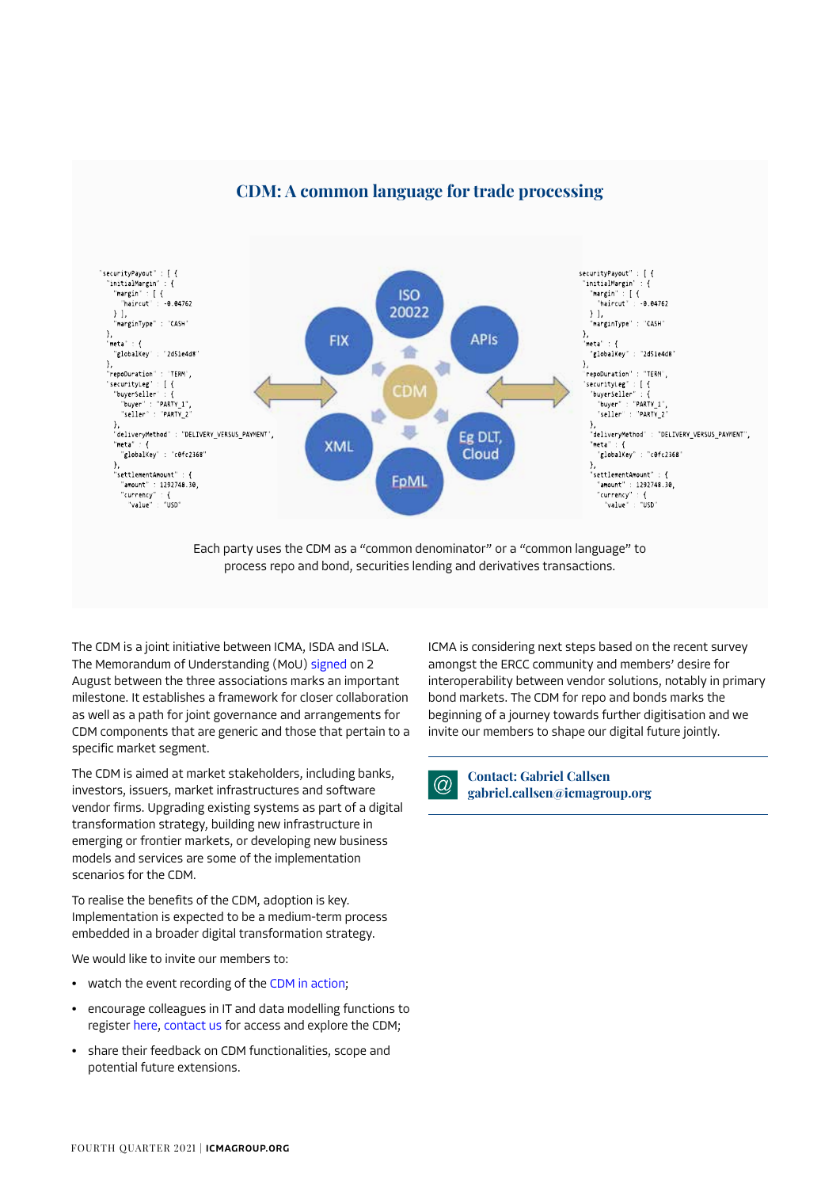## CDM: A common language for trade processing

'securityPayout' : [ {
'initialMargin' : {
'margin' : [ {
'haircut' : -0.04762
} ],
'marginType' : 'CASH'
},
'meta' : {
'globalKey' : '2d51e4d8'
},
'repoDuration' : 'TERM',
'securityLeg' : [ {
'buyerSeller' : {
'buyer' : 'PARTY_1',
'seller' : 'PARTY_2'
},
'deliveryMethod' : 'DELIVERY_VERSUS_PAYMENT',
'meta' : {
'globalKey' : 'c0fc2368'
},
'settlementAmount' : {
'amount' : 1292748.30,
'currency' : {
'value' : 'USD'

ISO 20022

FIX

APIs

CDM

XML

Eg DLT, Cloud

FpML

securityPayout' : [ {
'initialMargin' : {
'margin' : [ {
'haircut' : -0.04762
} ],
'marginType' : 'CASH'
},
'meta' : {
'globalKey' : '2d51e4d8'
},
'repoDuration' : 'TERM',
'securityLeg' : [ {
'buyerSeller' : {
'buyer' : 'PARTY_1',
'seller' : 'PARTY_2'
},
'deliveryMethod' : 'DELIVERY_VERSUS_PAYMENT',
'meta' : {
'globalKey' : 'c0fc2368'
},
'settlementAmount' : {
'amount' : 1292748.30,
'currency' : {
'value' : 'USD'

Each party uses the CDM as a "common denominator" or a "common language" to process repo and bond, securities lending and derivatives transactions.

The CDM is a joint initiative between ICMA, ISDA and ISLA. The Memorandum of Understanding (MoU) signed on 2 August between the three associations marks an important milestone. It establishes a framework for closer collaboration as well as a path for joint governance and arrangements for CDM components that are generic and those that pertain to a specific market segment.

The CDM is aimed at market stakeholders, including banks, investors, issuers, market infrastructures and software vendor firms. Upgrading existing systems as part of a digital transformation strategy, building new infrastructure in emerging or frontier markets, or developing new business models and services are some of the implementation scenarios for the CDM.

To realise the benefits of the CDM, adoption is key. Implementation is expected to be a medium-term process embedded in a broader digital transformation strategy.

We would like to invite our members to:

- watch the event recording of the CDM in action;
- encourage colleagues in IT and data modelling functions to register here, contact us for access and explore the CDM;
- share their feedback on CDM functionalities, scope and potential future extensions.

ICMA is considering next steps based on the recent survey amongst the ERCC community and members' desire for interoperability between vendor solutions, notably in primary bond markets. The CDM for repo and bonds marks the beginning of a journey towards further digitisation and we invite our members to shape our digital future jointly.

**Contact: Gabriel Callsen**
**gabriel.callsen@icmagroup.org**